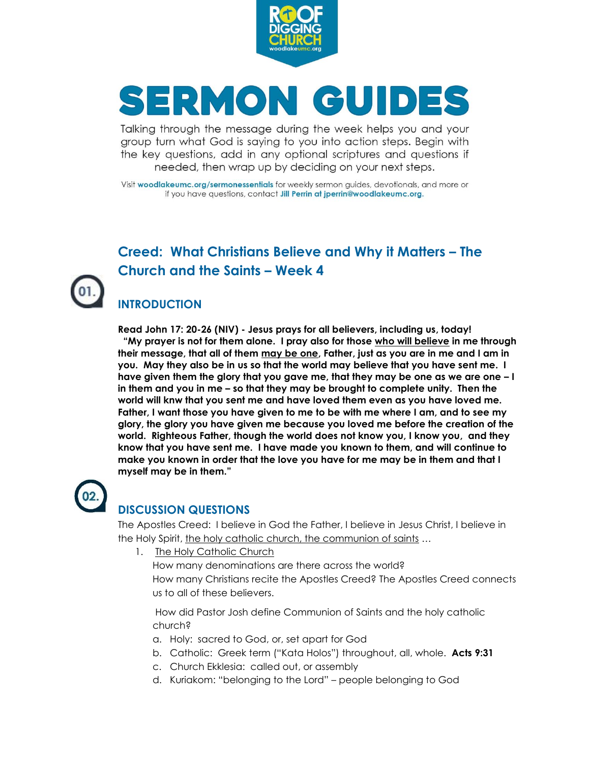ROOF DIGGING CHURCH
woodlakeumc.org

# SERMON GUIDES

Talking through the message during the week helps you and your group turn what God is saying to you into action steps. Begin with the key questions, add in any optional scriptures and questions if needed, then wrap up by deciding on your next steps.

Visit **woodlakeumc.org/sermonessentials** for weekly sermon guides, devotionals, and more or if you have questions, contact **Jill Perrin at jperrin@woodlakeumc.org.**

## Creed: What Christians Believe and Why it Matters – The Church and the Saints – Week 4

### 01. INTRODUCTION

**Read John 17: 20-26 (NIV) - Jesus prays for all believers, including us, today!**
**"My prayer is not for them alone. I pray also for those <u>who will believe</u> in me through their message, that all of them <u>may be one</u>, Father, just as you are in me and I am in you. May they also be in us so that the world may believe that you have sent me. I have given them the glory that you gave me, that they may be one as we are one – I in them and you in me – so that they may be brought to complete unity. Then the world will knw that you sent me and have loved them even as you have loved me. Father, I want those you have given to me to be with me where I am, and to see my glory, the glory you have given me because you loved me before the creation of the world. Righteous Father, though the world does not know you, I know you, and they know that you have sent me. I have made you known to them, and will continue to make you known in order that the love you have for me may be in them and that I myself may be in them."**

### 02. DISCUSSION QUESTIONS

The Apostles Creed: I believe in God the Father, I believe in Jesus Christ, I believe in the Holy Spirit, <u>the holy catholic church, the communion of saints</u> …

1. <u>The Holy Catholic Church</u>
   How many denominations are there across the world?
   How many Christians recite the Apostles Creed? The Apostles Creed connects us to all of these believers.

   How did Pastor Josh define Communion of Saints and the holy catholic church?

   a. Holy: sacred to God, or, set apart for God
   b. Catholic: Greek term ("Kata Holos") throughout, all, whole. **Acts 9:31**
   c. Church Ekklesia: called out, or assembly
   d. Kuriakom: "belonging to the Lord" – people belonging to God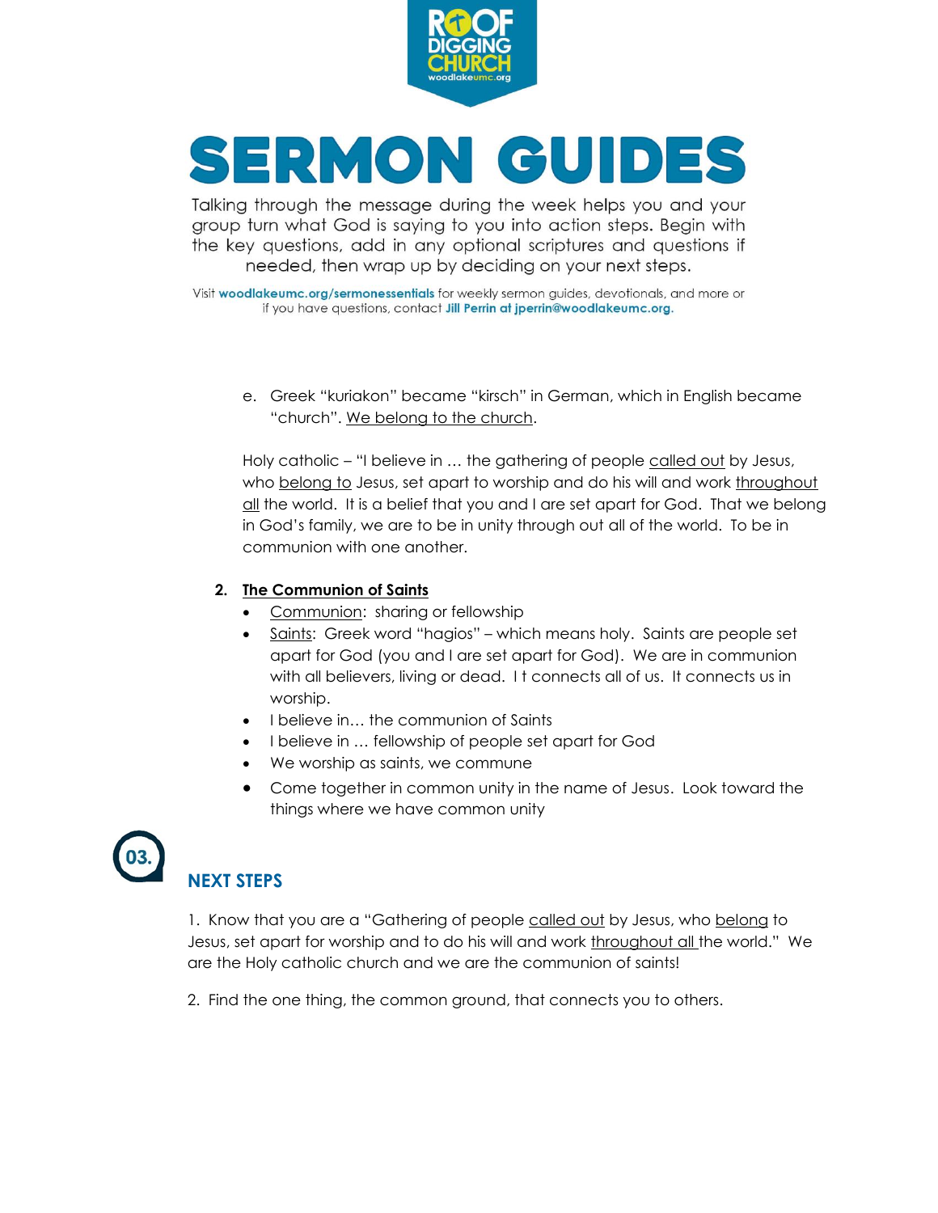# SERMON GUIDES

Talking through the message during the week helps you and your group turn what God is saying to you into action steps. Begin with the key questions, add in any optional scriptures and questions if needed, then wrap up by deciding on your next steps.

Visit **woodlakeumc.org/sermonessentials** for weekly sermon guides, devotionals, and more or if you have questions, contact **Jill Perrin at jperrin@woodlakeumc.org.**

e. Greek "kuriakon" became "kirsch" in German, which in English became "church". We belong to the church.

Holy catholic – "I believe in … the gathering of people called out by Jesus, who belong to Jesus, set apart to worship and do his will and work throughout all the world. It is a belief that you and I are set apart for God. That we belong in God's family, we are to be in unity through out all of the world. To be in communion with one another.

2. **The Communion of Saints**
   - Communion: sharing or fellowship
   - Saints: Greek word "hagios" – which means holy. Saints are people set apart for God (you and I are set apart for God). We are in communion with all believers, living or dead. I t connects all of us. It connects us in worship.
   - I believe in… the communion of Saints
   - I believe in … fellowship of people set apart for God
   - We worship as saints, we commune
   - Come together in common unity in the name of Jesus. Look toward the things where we have common unity

## 03. NEXT STEPS

1. Know that you are a "Gathering of people called out by Jesus, who belong to Jesus, set apart for worship and to do his will and work throughout all the world." We are the Holy catholic church and we are the communion of saints!

2. Find the one thing, the common ground, that connects you to others.